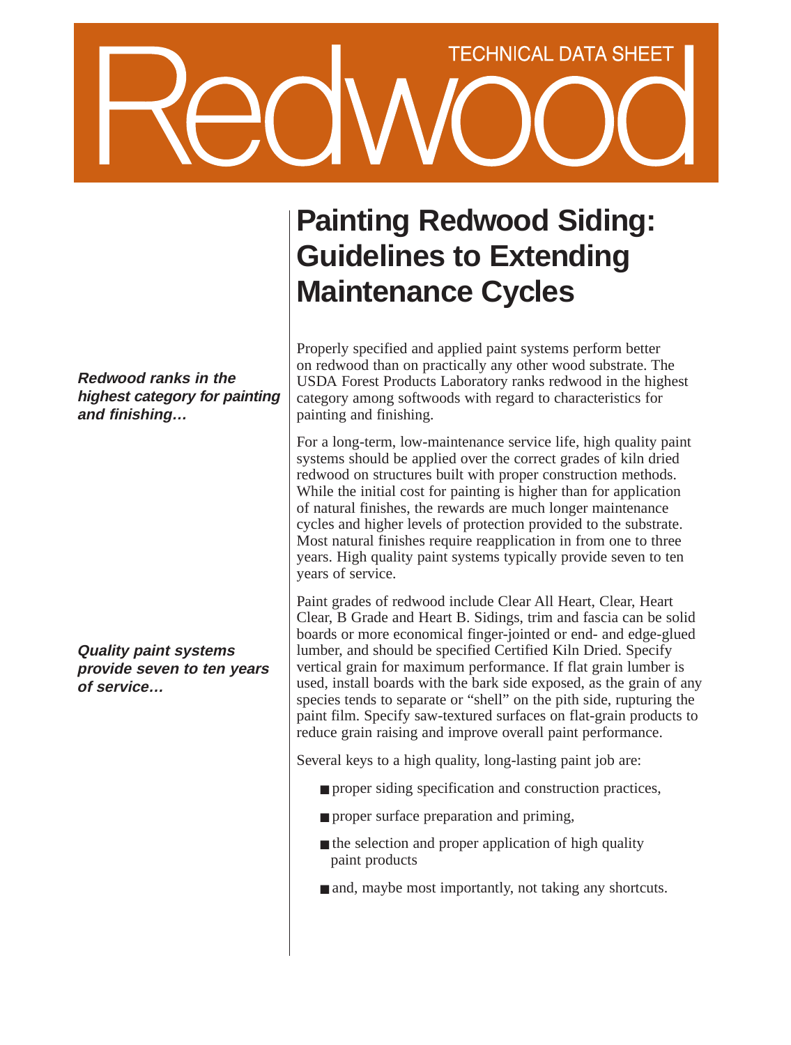Redwood

TECHNICAL DATA SHEET

# Painting Redwood Siding: Guidelines to Extending Maintenance Cycles

***Redwood ranks in the highest category for painting and finishing…***

Properly specified and applied paint systems perform better on redwood than on practically any other wood substrate. The USDA Forest Products Laboratory ranks redwood in the highest category among softwoods with regard to characteristics for painting and finishing.

For a long-term, low-maintenance service life, high quality paint systems should be applied over the correct grades of kiln dried redwood on structures built with proper construction methods. While the initial cost for painting is higher than for application of natural finishes, the rewards are much longer maintenance cycles and higher levels of protection provided to the substrate. Most natural finishes require reapplication in from one to three years. High quality paint systems typically provide seven to ten years of service.

***Quality paint systems provide seven to ten years of service…***

Paint grades of redwood include Clear All Heart, Clear, Heart Clear, B Grade and Heart B. Sidings, trim and fascia can be solid boards or more economical finger-jointed or end- and edge-glued lumber, and should be specified Certified Kiln Dried. Specify vertical grain for maximum performance. If flat grain lumber is used, install boards with the bark side exposed, as the grain of any species tends to separate or "shell" on the pith side, rupturing the paint film. Specify saw-textured surfaces on flat-grain products to reduce grain raising and improve overall paint performance.

Several keys to a high quality, long-lasting paint job are:

- proper siding specification and construction practices,
- proper surface preparation and priming,
- the selection and proper application of high quality paint products
- and, maybe most importantly, not taking any shortcuts.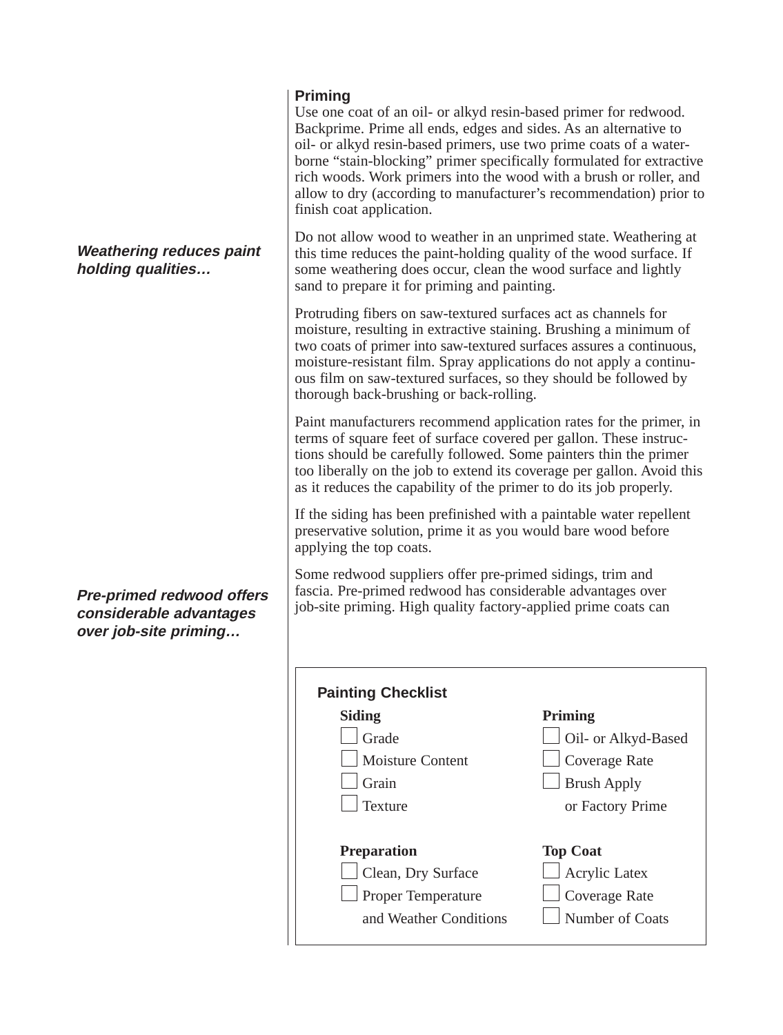## Priming

Use one coat of an oil- or alkyd resin-based primer for redwood. Backprime. Prime all ends, edges and sides. As an alternative to oil- or alkyd resin-based primers, use two prime coats of a water-borne “stain-blocking” primer specifically formulated for extractive rich woods. Work primers into the wood with a brush or roller, and allow to dry (according to manufacturer’s recommendation) prior to finish coat application.

***Weathering reduces paint holding qualities…***

Do not allow wood to weather in an unprimed state. Weathering at this time reduces the paint-holding quality of the wood surface. If some weathering does occur, clean the wood surface and lightly sand to prepare it for priming and painting.

Protruding fibers on saw-textured surfaces act as channels for moisture, resulting in extractive staining. Brushing a minimum of two coats of primer into saw-textured surfaces assures a continuous, moisture-resistant film. Spray applications do not apply a continuous film on saw-textured surfaces, so they should be followed by thorough back-brushing or back-rolling.

Paint manufacturers recommend application rates for the primer, in terms of square feet of surface covered per gallon. These instructions should be carefully followed. Some painters thin the primer too liberally on the job to extend its coverage per gallon. Avoid this as it reduces the capability of the primer to do its job properly.

If the siding has been prefinished with a paintable water repellent preservative solution, prime it as you would bare wood before applying the top coats.

***Pre-primed redwood offers considerable advantages over job-site priming…***

Some redwood suppliers offer pre-primed sidings, trim and fascia. Pre-primed redwood has considerable advantages over job-site priming. High quality factory-applied prime coats can

### Painting Checklist

**Siding**

- ☐ Grade
- ☐ Moisture Content
- ☐ Grain
- ☐ Texture

**Priming**

- ☐ Oil- or Alkyd-Based
- ☐ Coverage Rate
- ☐ Brush Apply or Factory Prime

**Preparation**

- ☐ Clean, Dry Surface
- ☐ Proper Temperature and Weather Conditions

**Top Coat**

- ☐ Acrylic Latex
- ☐ Coverage Rate
- ☐ Number of Coats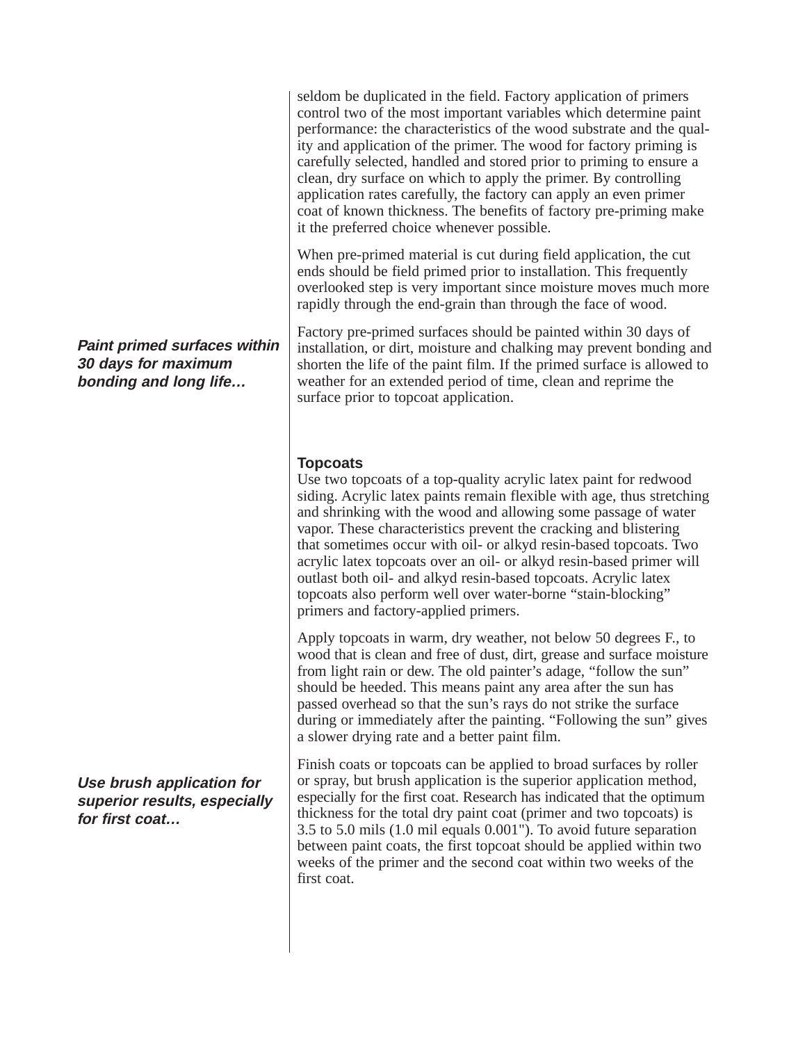seldom be duplicated in the field. Factory application of primers control two of the most important variables which determine paint performance: the characteristics of the wood substrate and the quality and application of the primer. The wood for factory priming is carefully selected, handled and stored prior to priming to ensure a clean, dry surface on which to apply the primer. By controlling application rates carefully, the factory can apply an even primer coat of known thickness. The benefits of factory pre-priming make it the preferred choice whenever possible.

When pre-primed material is cut during field application, the cut ends should be field primed prior to installation. This frequently overlooked step is very important since moisture moves much more rapidly through the end-grain than through the face of wood.

***Paint primed surfaces within 30 days for maximum bonding and long life…***

Factory pre-primed surfaces should be painted within 30 days of installation, or dirt, moisture and chalking may prevent bonding and shorten the life of the paint film. If the primed surface is allowed to weather for an extended period of time, clean and reprime the surface prior to topcoat application.

### Topcoats

Use two topcoats of a top-quality acrylic latex paint for redwood siding. Acrylic latex paints remain flexible with age, thus stretching and shrinking with the wood and allowing some passage of water vapor. These characteristics prevent the cracking and blistering that sometimes occur with oil- or alkyd resin-based topcoats. Two acrylic latex topcoats over an oil- or alkyd resin-based primer will outlast both oil- and alkyd resin-based topcoats. Acrylic latex topcoats also perform well over water-borne “stain-blocking” primers and factory-applied primers.

Apply topcoats in warm, dry weather, not below 50 degrees F., to wood that is clean and free of dust, dirt, grease and surface moisture from light rain or dew. The old painter’s adage, “follow the sun” should be heeded. This means paint any area after the sun has passed overhead so that the sun’s rays do not strike the surface during or immediately after the painting. “Following the sun” gives a slower drying rate and a better paint film.

***Use brush application for superior results, especially for first coat…***

Finish coats or topcoats can be applied to broad surfaces by roller or spray, but brush application is the superior application method, especially for the first coat. Research has indicated that the optimum thickness for the total dry paint coat (primer and two topcoats) is 3.5 to 5.0 mils (1.0 mil equals 0.001"). To avoid future separation between paint coats, the first topcoat should be applied within two weeks of the primer and the second coat within two weeks of the first coat.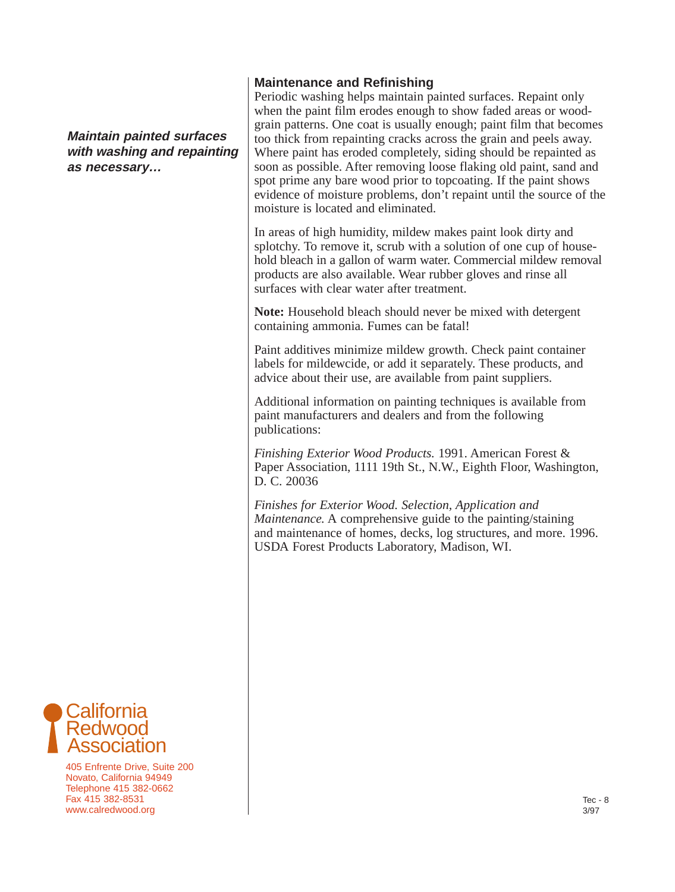***Maintain painted surfaces with washing and repainting as necessary…***

## Maintenance and Refinishing

Periodic washing helps maintain painted surfaces. Repaint only when the paint film erodes enough to show faded areas or wood-grain patterns. One coat is usually enough; paint film that becomes too thick from repainting cracks across the grain and peels away. Where paint has eroded completely, siding should be repainted as soon as possible. After removing loose flaking old paint, sand and spot prime any bare wood prior to topcoating. If the paint shows evidence of moisture problems, don't repaint until the source of the moisture is located and eliminated.

In areas of high humidity, mildew makes paint look dirty and splotchy. To remove it, scrub with a solution of one cup of household bleach in a gallon of warm water. Commercial mildew removal products are also available. Wear rubber gloves and rinse all surfaces with clear water after treatment.

**Note:** Household bleach should never be mixed with detergent containing ammonia. Fumes can be fatal!

Paint additives minimize mildew growth. Check paint container labels for mildewcide, or add it separately. These products, and advice about their use, are available from paint suppliers.

Additional information on painting techniques is available from paint manufacturers and dealers and from the following publications:

*Finishing Exterior Wood Products.* 1991. American Forest & Paper Association, 1111 19th St., N.W., Eighth Floor, Washington, D. C. 20036

*Finishes for Exterior Wood. Selection, Application and Maintenance.* A comprehensive guide to the painting/staining and maintenance of homes, decks, log structures, and more. 1996. USDA Forest Products Laboratory, Madison, WI.

California Redwood Association

405 Enfrente Drive, Suite 200
Novato, California 94949
Telephone 415 382-0662
Fax 415 382-8531
www.calredwood.org

Tec - 8
3/97